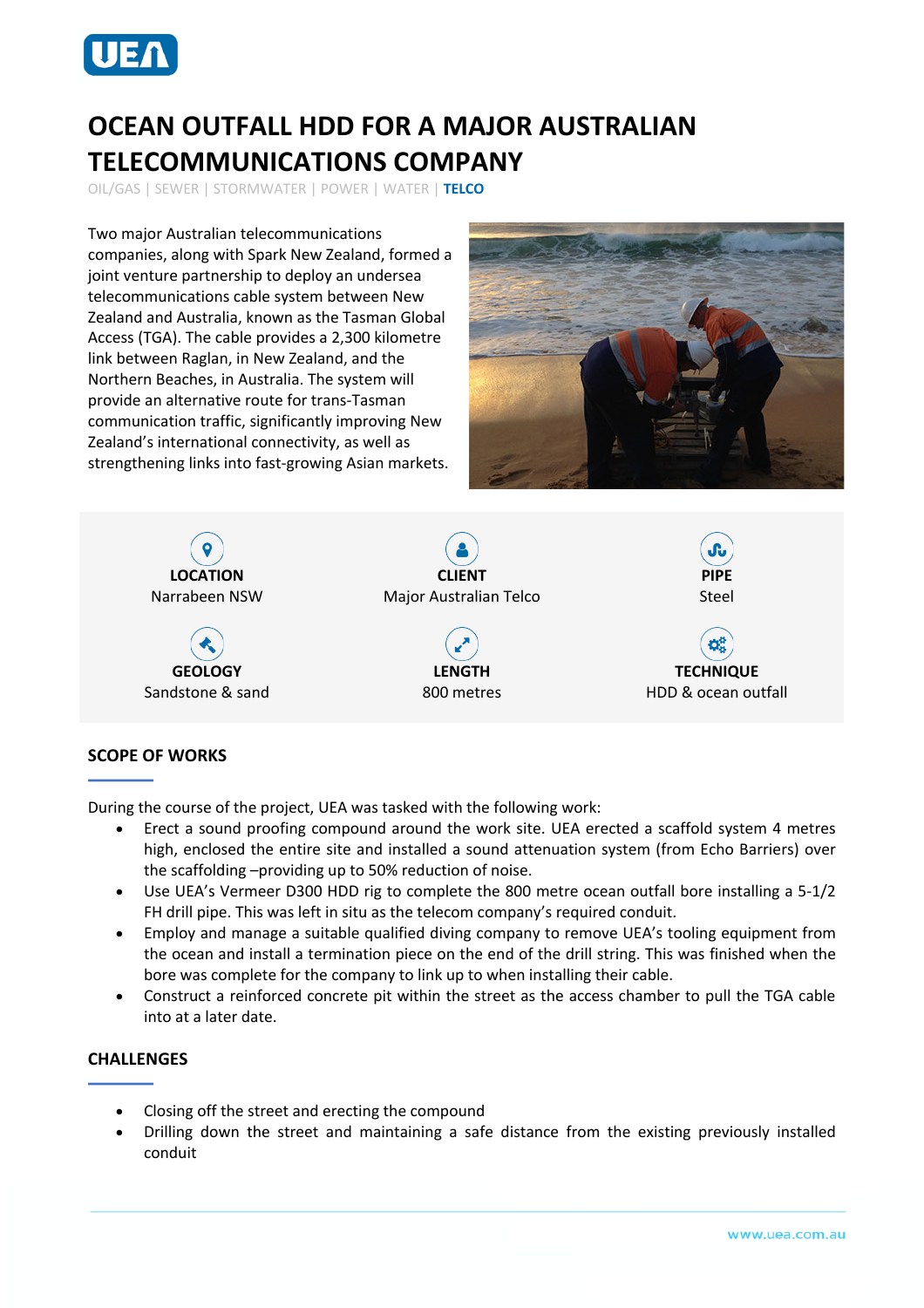# OCEAN OUTFALL HDD FOR A MAJOR AUSTRALIAN TELECOMMUNICATIONS COMPANY

OIL/GAS | SEWER | STORMWATER | POWER | WATER | **TELCO**

Two major Australian telecommunications companies, along with Spark New Zealand, formed a joint venture partnership to deploy an undersea telecommunications cable system between New Zealand and Australia, known as the Tasman Global Access (TGA). The cable provides a 2,300 kilometre link between Raglan, in New Zealand, and the Northern Beaches, in Australia. The system will provide an alternative route for trans-Tasman communication traffic, significantly improving New Zealand's international connectivity, as well as strengthening links into fast-growing Asian markets.

| **LOCATION** | **CLIENT** | **PIPE** |
| --- | --- | --- |
| Narrabeen NSW | Major Australian Telco | Steel |
| **GEOLOGY** | **LENGTH** | **TECHNIQUE** |
| Sandstone & sand | 800 metres | HDD & ocean outfall |

## SCOPE OF WORKS

During the course of the project, UEA was tasked with the following work:

- Erect a sound proofing compound around the work site. UEA erected a scaffold system 4 metres high, enclosed the entire site and installed a sound attenuation system (from Echo Barriers) over the scaffolding –providing up to 50% reduction of noise.
- Use UEA's Vermeer D300 HDD rig to complete the 800 metre ocean outfall bore installing a 5-1/2 FH drill pipe. This was left in situ as the telecom company's required conduit.
- Employ and manage a suitable qualified diving company to remove UEA's tooling equipment from the ocean and install a termination piece on the end of the drill string. This was finished when the bore was complete for the company to link up to when installing their cable.
- Construct a reinforced concrete pit within the street as the access chamber to pull the TGA cable into at a later date.

## CHALLENGES

- Closing off the street and erecting the compound
- Drilling down the street and maintaining a safe distance from the existing previously installed conduit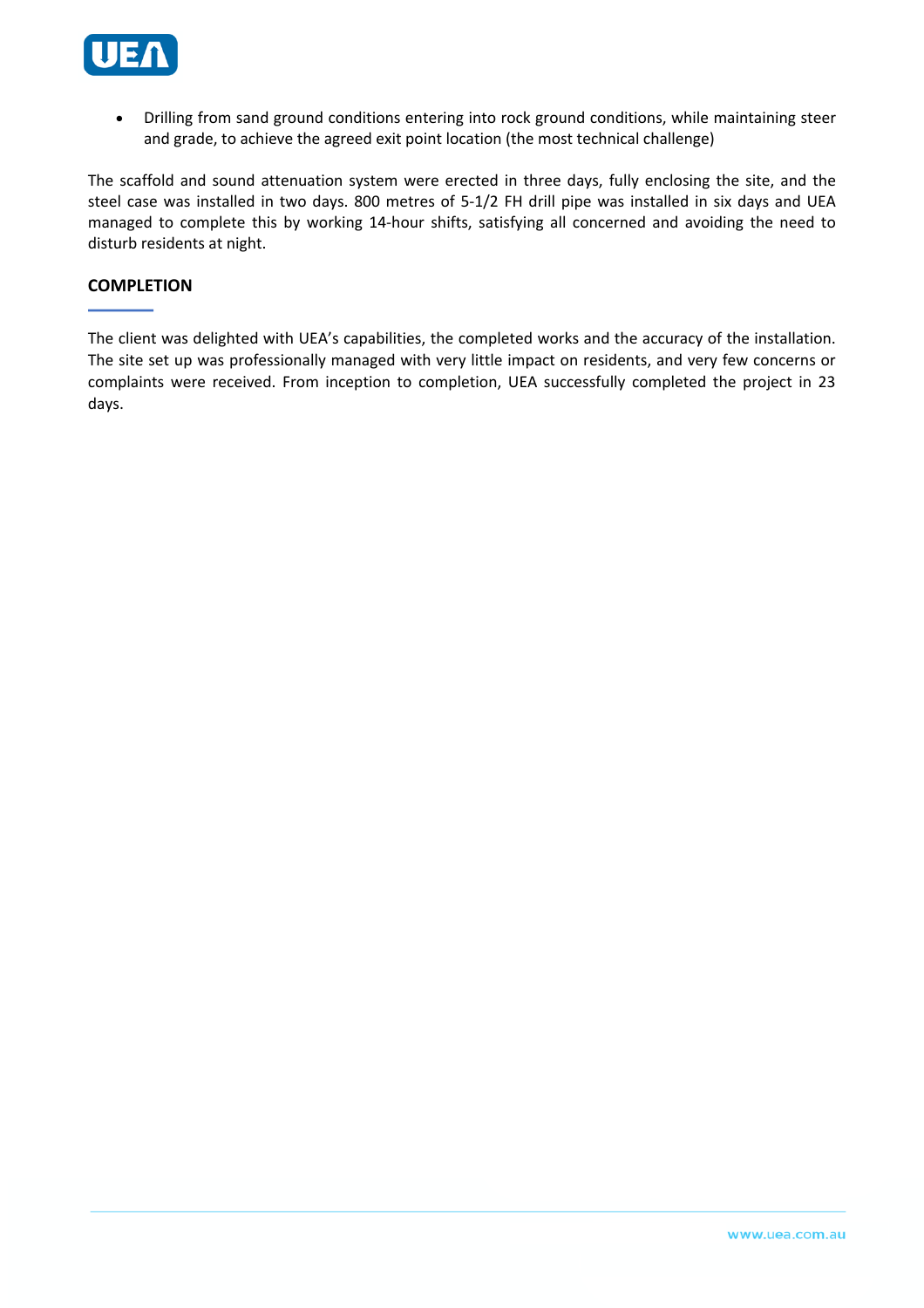- Drilling from sand ground conditions entering into rock ground conditions, while maintaining steer and grade, to achieve the agreed exit point location (the most technical challenge)

The scaffold and sound attenuation system were erected in three days, fully enclosing the site, and the steel case was installed in two days. 800 metres of 5-1/2 FH drill pipe was installed in six days and UEA managed to complete this by working 14-hour shifts, satisfying all concerned and avoiding the need to disturb residents at night.

## COMPLETION

The client was delighted with UEA's capabilities, the completed works and the accuracy of the installation. The site set up was professionally managed with very little impact on residents, and very few concerns or complaints were received. From inception to completion, UEA successfully completed the project in 23 days.